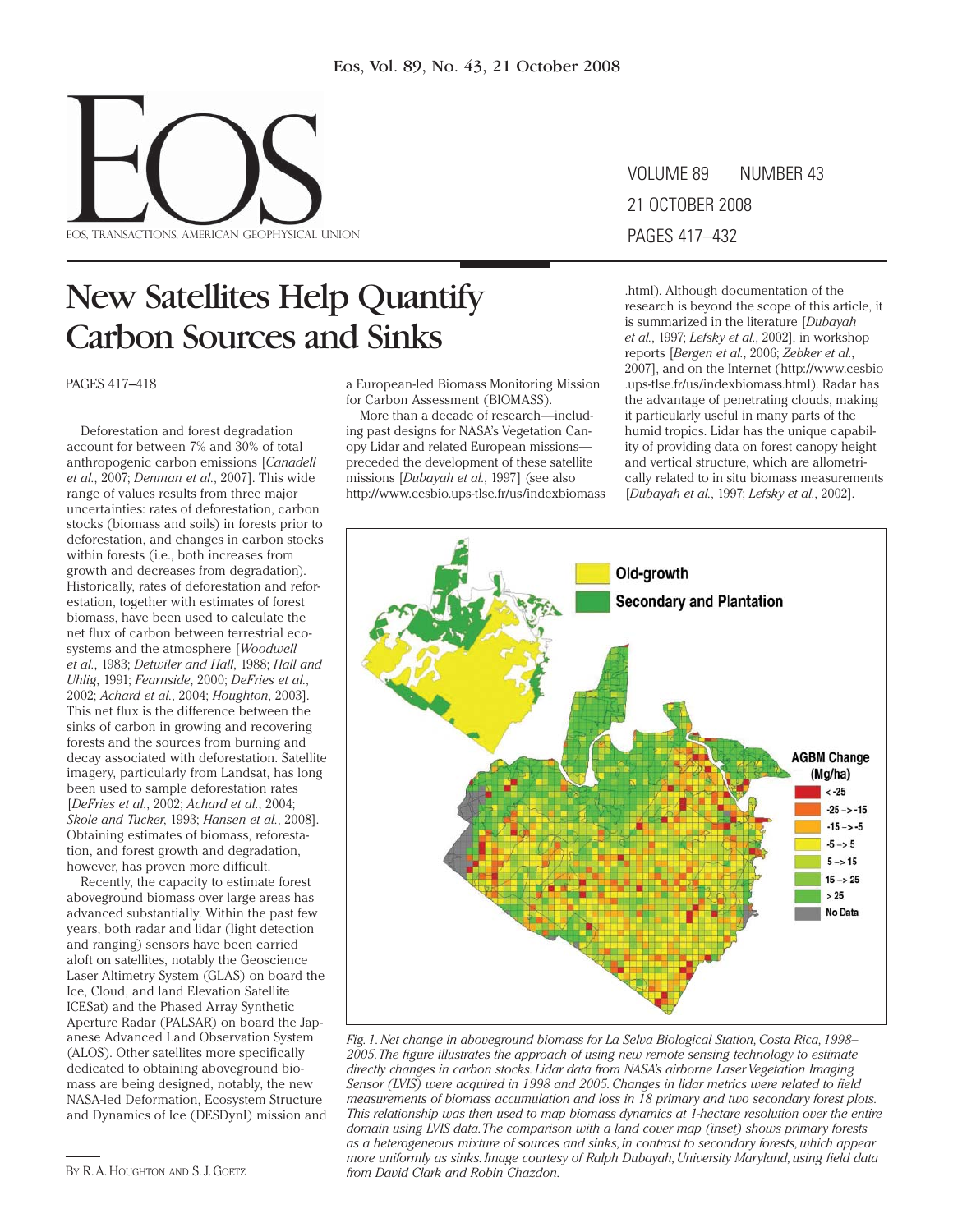# New Satellites Help Quantify Carbon Sources and Sinks

PAGES 417–418

Deforestation and forest degradation account for between 7% and 30% of total anthropogenic carbon emissions [*Canadell et al.*, 2007; *Denman et al.*, 2007]. This wide range of values results from three major uncertainties: rates of deforestation, carbon stocks (biomass and soils) in forests prior to deforestation, and changes in carbon stocks within forests (i.e., both increases from growth and decreases from degradation). Historically, rates of deforestation and reforestation, together with estimates of forest biomass, have been used to calculate the net flux of carbon between terrestrial ecosystems and the atmosphere [*Woodwell et al.*, 1983; *Detwiler and Hall*, 1988; *Hall and Uhlig*, 1991; *Fearnside*, 2000; *DeFries et al.*, 2002; *Achard et al.*, 2004; *Houghton*, 2003]. This net flux is the difference between the sinks of carbon in growing and recovering forests and the sources from burning and decay associated with deforestation. Satellite imagery, particularly from Landsat, has long been used to sample deforestation rates [*DeFries et al.*, 2002; *Achard et al.*, 2004; *Skole and Tucker*, 1993; *Hansen et al.*, 2008]. Obtaining estimates of biomass, reforestation, and forest growth and degradation, however, has proven more difficult.

Recently, the capacity to estimate forest aboveground biomass over large areas has advanced substantially. Within the past few years, both radar and lidar (light detection and ranging) sensors have been carried aloft on satellites, notably the Geoscience Laser Altimetry System (GLAS) on board the Ice, Cloud, and land Elevation Satellite ICESat) and the Phased Array Synthetic Aperture Radar (PALSAR) on board the Japanese Advanced Land Observation System (ALOS). Other satellites more specifically dedicated to obtaining aboveground biomass are being designed, notably, the new NASA-led Deformation, Ecosystem Structure and Dynamics of Ice (DESDynI) mission and a European-led Biomass Monitoring Mission for Carbon Assessment (BIOMASS).

More than a decade of research—including past designs for NASA's Vegetation Canopy Lidar and related European missions—preceded the development of these satellite missions [*Dubayah et al.*, 1997] (see also http://www.cesbio.ups-tlse.fr/us/indexbiomass.html). Although documentation of the research is beyond the scope of this article, it is summarized in the literature [*Dubayah et al.*, 1997; *Lefsky et al.*, 2002], in workshop reports [*Bergen et al.*, 2006; *Zebker et al.*, 2007], and on the Internet (http://www.cesbio.ups-tlse.fr/us/indexbiomass.html). Radar has the advantage of penetrating clouds, making it particularly useful in many parts of the humid tropics. Lidar has the unique capability of providing data on forest canopy height and vertical structure, which are allometrically related to in situ biomass measurements [*Dubayah et al.*, 1997; *Lefsky et al.*, 2002].

*Fig. 1. Net change in aboveground biomass for La Selva Biological Station, Costa Rica, 1998–2005. The figure illustrates the approach of using new remote sensing technology to estimate directly changes in carbon stocks. Lidar data from NASA's airborne Laser Vegetation Imaging Sensor (LVIS) were acquired in 1998 and 2005. Changes in lidar metrics were related to field measurements of biomass accumulation and loss in 18 primary and two secondary forest plots. This relationship was then used to map biomass dynamics at 1-hectare resolution over the entire domain using LVIS data. The comparison with a land cover map (inset) shows primary forests as a heterogeneous mixture of sources and sinks, in contrast to secondary forests, which appear more uniformly as sinks. Image courtesy of Ralph Dubayah, University Maryland, using field data from David Clark and Robin Chazdon.*

BY R. A. HOUGHTON AND S. J. GOETZ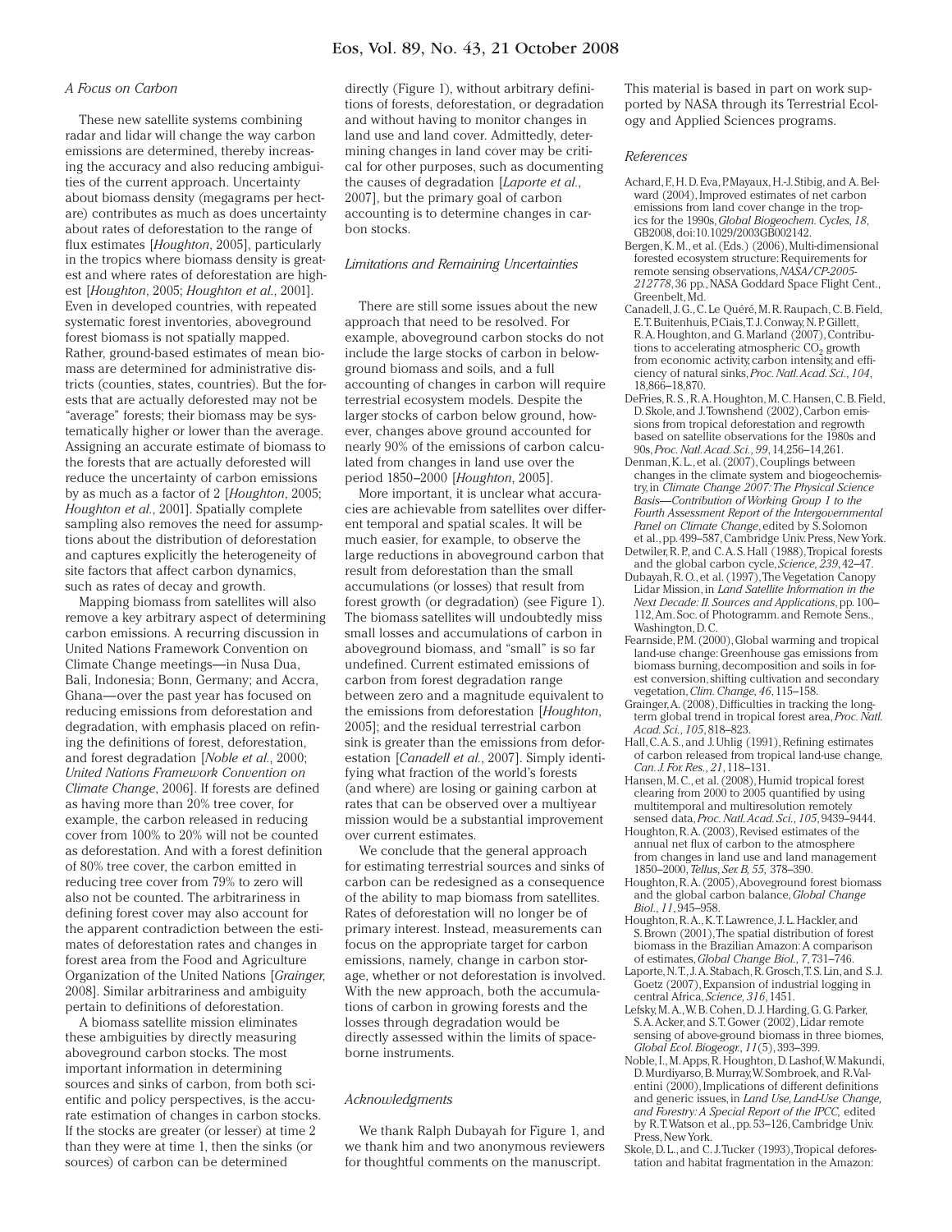### A Focus on Carbon

These new satellite systems combining radar and lidar will change the way carbon emissions are determined, thereby increasing the accuracy and also reducing ambiguities of the current approach. Uncertainty about biomass density (megagrams per hectare) contributes as much as does uncertainty about rates of deforestation to the range of flux estimates [*Houghton*, 2005], particularly in the tropics where biomass density is greatest and where rates of deforestation are highest [*Houghton*, 2005; *Houghton et al.*, 2001]. Even in developed countries, with repeated systematic forest inventories, aboveground forest biomass is not spatially mapped. Rather, ground-based estimates of mean biomass are determined for administrative districts (counties, states, countries). But the forests that are actually deforested may not be "average" forests; their biomass may be systematically higher or lower than the average. Assigning an accurate estimate of biomass to the forests that are actually deforested will reduce the uncertainty of carbon emissions by as much as a factor of 2 [*Houghton*, 2005; *Houghton et al.*, 2001]. Spatially complete sampling also removes the need for assumptions about the distribution of deforestation and captures explicitly the heterogeneity of site factors that affect carbon dynamics, such as rates of decay and growth.

Mapping biomass from satellites will also remove a key arbitrary aspect of determining carbon emissions. A recurring discussion in United Nations Framework Convention on Climate Change meetings—in Nusa Dua, Bali, Indonesia; Bonn, Germany; and Accra, Ghana—over the past year has focused on reducing emissions from deforestation and degradation, with emphasis placed on refining the definitions of forest, deforestation, and forest degradation [*Noble et al.*, 2000; *United Nations Framework Convention on Climate Change*, 2006]. If forests are defined as having more than 20% tree cover, for example, the carbon released in reducing cover from 100% to 20% will not be counted as deforestation. And with a forest definition of 80% tree cover, the carbon emitted in reducing tree cover from 79% to zero will also not be counted. The arbitrariness in defining forest cover may also account for the apparent contradiction between the estimates of deforestation rates and changes in forest area from the Food and Agriculture Organization of the United Nations [*Grainger*, 2008]. Similar arbitrariness and ambiguity pertain to definitions of deforestation.

A biomass satellite mission eliminates these ambiguities by directly measuring aboveground carbon stocks. The most important information in determining sources and sinks of carbon, from both scientific and policy perspectives, is the accurate estimation of changes in carbon stocks. If the stocks are greater (or lesser) at time 2 than they were at time 1, then the sinks (or sources) of carbon can be determined directly (Figure 1), without arbitrary definitions of forests, deforestation, or degradation and without having to monitor changes in land use and land cover. Admittedly, determining changes in land cover may be critical for other purposes, such as documenting the causes of degradation [*Laporte et al.*, 2007], but the primary goal of carbon accounting is to determine changes in carbon stocks.

### Limitations and Remaining Uncertainties

There are still some issues about the new approach that need to be resolved. For example, aboveground carbon stocks do not include the large stocks of carbon in belowground biomass and soils, and a full accounting of changes in carbon will require terrestrial ecosystem models. Despite the larger stocks of carbon below ground, however, changes above ground accounted for nearly 90% of the emissions of carbon calculated from changes in land use over the period 1850–2000 [*Houghton*, 2005].

More important, it is unclear what accuracies are achievable from satellites over different temporal and spatial scales. It will be much easier, for example, to observe the large reductions in aboveground carbon that result from deforestation than the small accumulations (or losses) that result from forest growth (or degradation) (see Figure 1). The biomass satellites will undoubtedly miss small losses and accumulations of carbon in aboveground biomass, and "small" is so far undefined. Current estimated emissions of carbon from forest degradation range between zero and a magnitude equivalent to the emissions from deforestation [*Houghton*, 2005]; and the residual terrestrial carbon sink is greater than the emissions from deforestation [*Canadell et al.*, 2007]. Simply identifying what fraction of the world's forests (and where) are losing or gaining carbon at rates that can be observed over a multiyear mission would be a substantial improvement over current estimates.

We conclude that the general approach for estimating terrestrial sources and sinks of carbon can be redesigned as a consequence of the ability to map biomass from satellites. Rates of deforestation will no longer be of primary interest. Instead, measurements can focus on the appropriate target for carbon emissions, namely, change in carbon storage, whether or not deforestation is involved. With the new approach, both the accumulations of carbon in growing forests and the losses through degradation would be directly assessed within the limits of spaceborne instruments.

### Acknowledgments

We thank Ralph Dubayah for Figure 1, and we thank him and two anonymous reviewers for thoughtful comments on the manuscript. This material is based in part on work supported by NASA through its Terrestrial Ecology and Applied Sciences programs.

### References

Achard, F., H. D. Eva, P. Mayaux, H.-J. Stibig, and A. Belward (2004), Improved estimates of net carbon emissions from land cover change in the tropics for the 1990s, *Global Biogeochem. Cycles, 18*, GB2008, doi:10.1029/2003GB002142.

Bergen, K. M., et al. (Eds.) (2006), Multi-dimensional forested ecosystem structure: Requirements for remote sensing observations, *NASA/CP-2005-212778*, 36 pp., NASA Goddard Space Flight Cent., Greenbelt, Md.

Canadell, J. G., C. Le Quéré, M. R. Raupach, C. B. Field, E. T. Buitenhuis, P. Ciais, T. J. Conway, N. P. Gillett, R. A. Houghton, and G. Marland (2007), Contributions to accelerating atmospheric $CO_2$ growth from economic activity, carbon intensity, and efficiency of natural sinks, *Proc. Natl. Acad. Sci., 104*, 18,866–18,870.

DeFries, R. S., R. A. Houghton, M. C. Hansen, C. B. Field, D. Skole, and J. Townshend (2002), Carbon emissions from tropical deforestation and regrowth based on satellite observations for the 1980s and 90s, *Proc. Natl. Acad. Sci., 99*, 14,256–14,261.

Denman, K. L., et al. (2007), Couplings between changes in the climate system and biogeochemistry, in *Climate Change 2007: The Physical Science Basis—Contribution of Working Group 1 to the Fourth Assessment Report of the Intergovernmental Panel on Climate Change*, edited by S. Solomon et al., pp. 499–587, Cambridge Univ. Press, New York.

Detwiler, R. P., and C. A. S. Hall (1988), Tropical forests and the global carbon cycle, *Science, 239*, 42–47.

Dubayah, R. O., et al. (1997), The Vegetation Canopy Lidar Mission, in *Land Satellite Information in the Next Decade: II. Sources and Applications*, pp. 100–112, Am. Soc. of Photogramm. and Remote Sens., Washington, D. C.

Fearnside, P. M. (2000), Global warming and tropical land-use change: Greenhouse gas emissions from biomass burning, decomposition and soils in forest conversion, shifting cultivation and secondary vegetation, *Clim. Change, 46*, 115–158.

Grainger, A. (2008), Difficulties in tracking the long-term global trend in tropical forest area, *Proc. Natl. Acad. Sci., 105*, 818–823.

Hall, C. A. S., and J. Uhlig (1991), Refining estimates of carbon released from tropical land-use change, *Can. J. For. Res., 21*, 118–131.

Hansen, M. C., et al. (2008), Humid tropical forest clearing from 2000 to 2005 quantified by using multitemporal and multiresolution remotely sensed data, *Proc. Natl. Acad. Sci., 105*, 9439–9444.

Houghton, R. A. (2003), Revised estimates of the annual net flux of carbon to the atmosphere from changes in land use and land management 1850–2000, *Tellus, Ser. B, 55*, 378–390.

Houghton, R. A. (2005), Aboveground forest biomass and the global carbon balance, *Global Change Biol., 11*, 945–958.

Houghton, R. A., K. T. Lawrence, J. L. Hackler, and S. Brown (2001), The spatial distribution of forest biomass in the Brazilian Amazon: A comparison of estimates, *Global Change Biol., 7*, 731–746.

Laporte, N. T., J. A. Stabach, R. Grosch, T. S. Lin, and S. J. Goetz (2007), Expansion of industrial logging in central Africa, *Science, 316*, 1451.

Lefsky, M. A., W. B. Cohen, D. J. Harding, G. G. Parker, S. A. Acker, and S. T. Gower (2002), Lidar remote sensing of above-ground biomass in three biomes, *Global Ecol. Biogeogr., 11*(5), 393–399.

Noble, I., M. Apps, R. Houghton, D. Lashof, W. Makundi, D. Murdiyarso, B. Murray, W. Sombroek, and R. Valentini (2000), Implications of different definitions and generic issues, in *Land Use, Land-Use Change, and Forestry: A Special Report of the IPCC*, edited by R. T. Watson et al., pp. 53–126, Cambridge Univ. Press, New York.

Skole, D. L., and C. J. Tucker (1993), Tropical deforestation and habitat fragmentation in the Amazon: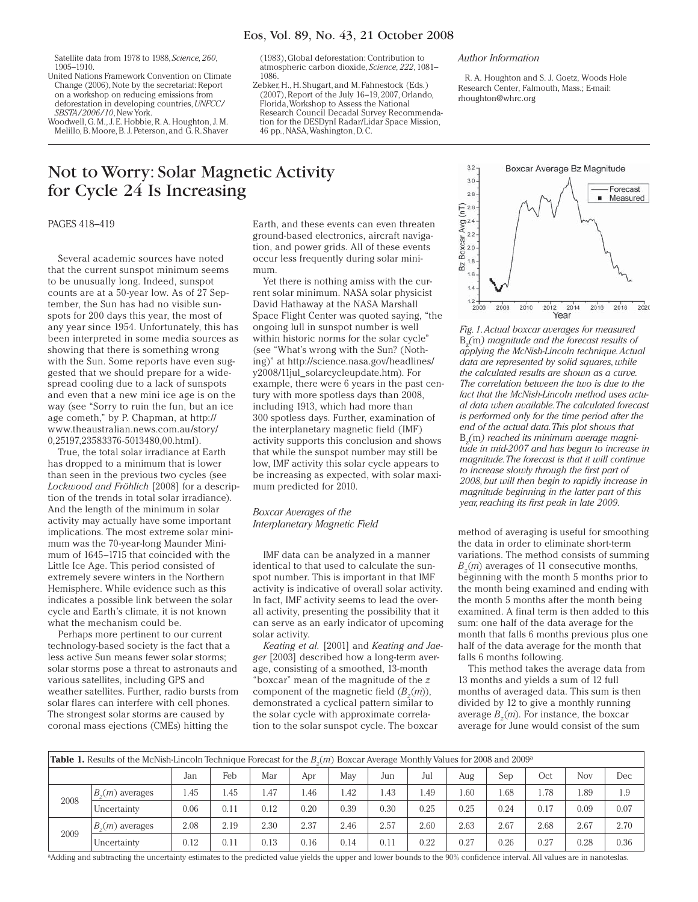Satellite data from 1978 to 1988, *Science, 260*, 1905–1910.

United Nations Framework Convention on Climate Change (2006), Note by the secretariat: Report on a workshop on reducing emissions from deforestation in developing countries, *UNFCCC/SBSTA/2006/10*, New York.

Woodwell, G. M., J. E. Hobbie, R. A. Houghton, J. M. Melillo, B. Moore, B. J. Peterson, and G. R. Shaver (1983), Global deforestation: Contribution to atmospheric carbon dioxide, *Science, 222*, 1081–1086.

Zebker, H., H. Shugart, and M. Fahnestock (Eds.) (2007), Report of the July 16–19, 2007, Orlando, Florida, Workshop to Assess the National Research Council Decadal Survey Recommendation for the DESDynI Radar/Lidar Space Mission, 46 pp., NASA, Washington, D. C.

*Author Information*

R. A. Houghton and S. J. Goetz, Woods Hole Research Center, Falmouth, Mass.; E-mail: rhoughton@whrc.org

# Not to Worry: Solar Magnetic Activity for Cycle 24 Is Increasing

PAGES 418–419

Several academic sources have noted that the current sunspot minimum seems to be unusually long. Indeed, sunspot counts are at a 50-year low. As of 27 September, the Sun has had no visible sunspots for 200 days this year, the most of any year since 1954. Unfortunately, this has been interpreted in some media sources as showing that there is something wrong with the Sun. Some reports have even suggested that we should prepare for a widespread cooling due to a lack of sunspots and even that a new mini ice age is on the way (see "Sorry to ruin the fun, but an ice age cometh," by P. Chapman, at http://www.theaustralian.news.com.au/story/0,25197,23583376-5013480,00.html).

True, the total solar irradiance at Earth has dropped to a minimum that is lower than seen in the previous two cycles (see *Lockwood and Fröhlich* [2008] for a description of the trends in total solar irradiance). And the length of the minimum in solar activity may actually have some important implications. The most extreme solar minimum was the 70-year-long Maunder Minimum of 1645–1715 that coincided with the Little Ice Age. This period consisted of extremely severe winters in the Northern Hemisphere. While evidence such as this indicates a possible link between the solar cycle and Earth's climate, it is not known what the mechanism could be.

Perhaps more pertinent to our current technology-based society is the fact that a less active Sun means fewer solar storms; solar storms pose a threat to astronauts and various satellites, including GPS and weather satellites. Further, radio bursts from solar flares can interfere with cell phones. The strongest solar storms are caused by coronal mass ejections (CMEs) hitting the Earth, and these events can even threaten ground-based electronics, aircraft navigation, and power grids. All of these events occur less frequently during solar minimum.

Yet there is nothing amiss with the current solar minimum. NASA solar physicist David Hathaway at the NASA Marshall Space Flight Center was quoted saying, "the ongoing lull in sunspot number is well within historic norms for the solar cycle" (see "What's wrong with the Sun? (Nothing)" at http://science.nasa.gov/headlines/y2008/11jul_solarcycleupdate.htm). For example, there were 6 years in the past century with more spotless days than 2008, including 1913, which had more than 300 spotless days. Further, examination of the interplanetary magnetic field (IMF) activity supports this conclusion and shows that while the sunspot number may still be low, IMF activity this solar cycle appears to be increasing as expected, with solar maximum predicted for 2010.

### *Boxcar Averages of the Interplanetary Magnetic Field*

IMF data can be analyzed in a manner identical to that used to calculate the sunspot number. This is important in that IMF activity is indicative of overall solar activity. In fact, IMF activity seems to lead the overall activity, presenting the possibility that it can serve as an early indicator of upcoming solar activity.

*Keating et al.* [2001] and *Keating and Jaeger* [2003] described how a long-term average, consisting of a smoothed, 13-month "boxcar" mean of the magnitude of the *z* component of the magnetic field ($B_z(m)$), demonstrated a cyclical pattern similar to the solar cycle with approximate correlation to the solar sunspot cycle. The boxcar method of averaging is useful for smoothing the data in order to eliminate short-term variations. The method consists of summing $B_z(m)$ averages of 11 consecutive months, beginning with the month 5 months prior to the month being examined and ending with the month 5 months after the month being examined. A final term is then added to this sum: one half of the data average for the month that falls 6 months previous plus one half of the data average for the month that falls 6 months following.

This method takes the average data from 13 months and yields a sum of 12 full months of averaged data. This sum is then divided by 12 to give a monthly running average $B_z(m)$. For instance, the boxcar average for June would consist of the sum

Boxcar Average Bz Magnitude

Forecast
Measured

Bz Boxcar Avg (nT)

Year

*Fig. 1. Actual boxcar averages for measured $B_z(m)$ magnitude and the forecast results of applying the McNish-Lincoln technique. Actual data are represented by solid squares, while the calculated results are shown as a curve. The correlation between the two is due to the fact that the McNish-Lincoln method uses actual data when available. The calculated forecast is performed only for the time period after the end of the actual data. This plot shows that $B_z(m)$ reached its minimum average magnitude in mid-2007 and has begun to increase in magnitude. The forecast is that it will continue to increase slowly through the first part of 2008, but will then begin to rapidly increase in magnitude beginning in the latter part of this year, reaching its first peak in late 2009.*

**Table 1.** Results of the McNish-Lincoln Technique Forecast for the $B_z(m)$ Boxcar Average Monthly Values for 2008 and 2009[a]

| | | Jan | Feb | Mar | Apr | May | Jun | Jul | Aug | Sep | Oct | Nov | Dec |
|---|---|---|---|---|---|---|---|---|---|---|---|---|---|
| 2008 | $B_z(m)$ averages | 1.45 | 1.45 | 1.47 | 1.46 | 1.42 | 1.43 | 1.49 | 1.60 | 1.68 | 1.78 | 1.89 | 1.9 |
| | Uncertainty | 0.06 | 0.11 | 0.12 | 0.20 | 0.39 | 0.30 | 0.25 | 0.25 | 0.24 | 0.17 | 0.09 | 0.07 |
| 2009 | $B_z(m)$ averages | 2.08 | 2.19 | 2.30 | 2.37 | 2.46 | 2.57 | 2.60 | 2.63 | 2.67 | 2.68 | 2.67 | 2.70 |
| | Uncertainty | 0.12 | 0.11 | 0.13 | 0.16 | 0.14 | 0.11 | 0.22 | 0.27 | 0.26 | 0.27 | 0.28 | 0.36 |

[a]Adding and subtracting the uncertainty estimates to the predicted value yields the upper and lower bounds to the 90% confidence interval. All values are in nanoteslas.